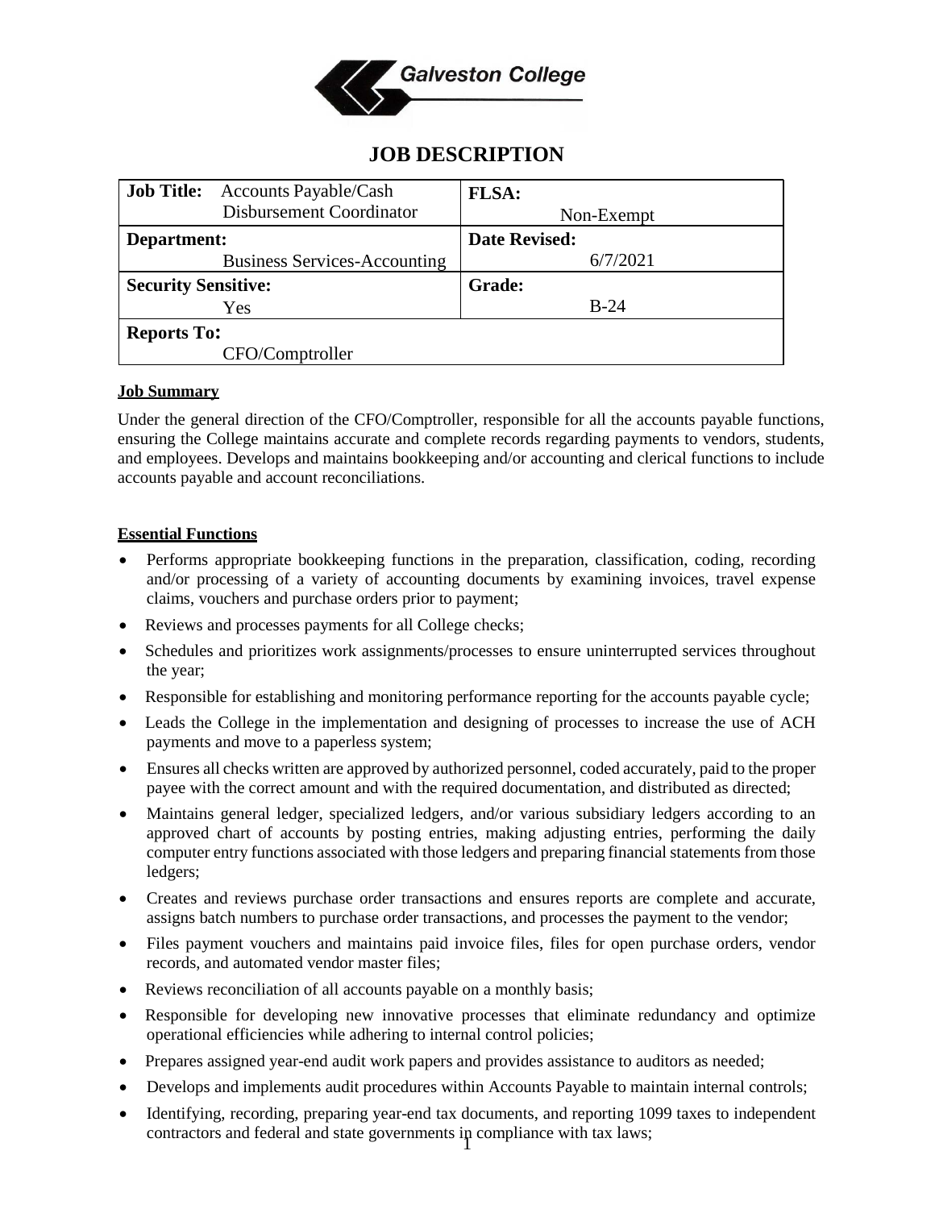Galveston College

# JOB DESCRIPTION

| **Job Title:** Accounts Payable/Cash Disbursement Coordinator | **FLSA:** Non-Exempt |
|---|---|
| **Department:** Business Services-Accounting | **Date Revised:** 6/7/2021 |
| **Security Sensitive:** Yes | **Grade:** B-24 |
| **Reports To:** CFO/Comptroller | |

**Job Summary**

Under the general direction of the CFO/Comptroller, responsible for all the accounts payable functions, ensuring the College maintains accurate and complete records regarding payments to vendors, students, and employees. Develops and maintains bookkeeping and/or accounting and clerical functions to include accounts payable and account reconciliations.

**Essential Functions**

- Performs appropriate bookkeeping functions in the preparation, classification, coding, recording and/or processing of a variety of accounting documents by examining invoices, travel expense claims, vouchers and purchase orders prior to payment;
- Reviews and processes payments for all College checks;
- Schedules and prioritizes work assignments/processes to ensure uninterrupted services throughout the year;
- Responsible for establishing and monitoring performance reporting for the accounts payable cycle;
- Leads the College in the implementation and designing of processes to increase the use of ACH payments and move to a paperless system;
- Ensures all checks written are approved by authorized personnel, coded accurately, paid to the proper payee with the correct amount and with the required documentation, and distributed as directed;
- Maintains general ledger, specialized ledgers, and/or various subsidiary ledgers according to an approved chart of accounts by posting entries, making adjusting entries, performing the daily computer entry functions associated with those ledgers and preparing financial statements from those ledgers;
- Creates and reviews purchase order transactions and ensures reports are complete and accurate, assigns batch numbers to purchase order transactions, and processes the payment to the vendor;
- Files payment vouchers and maintains paid invoice files, files for open purchase orders, vendor records, and automated vendor master files;
- Reviews reconciliation of all accounts payable on a monthly basis;
- Responsible for developing new innovative processes that eliminate redundancy and optimize operational efficiencies while adhering to internal control policies;
- Prepares assigned year-end audit work papers and provides assistance to auditors as needed;
- Develops and implements audit procedures within Accounts Payable to maintain internal controls;
- Identifying, recording, preparing year-end tax documents, and reporting 1099 taxes to independent contractors and federal and state governments in compliance with tax laws;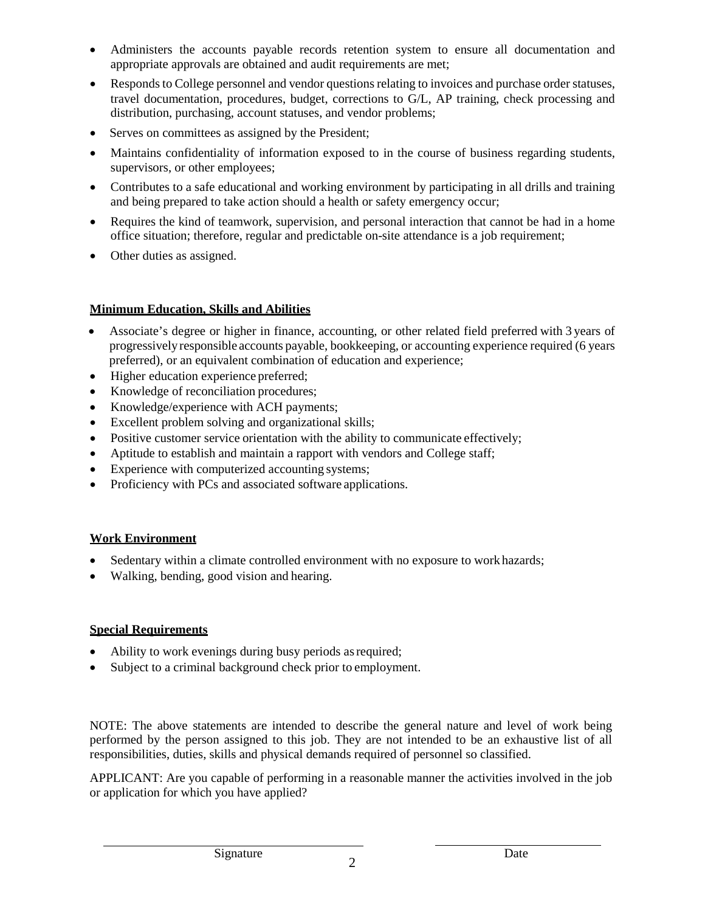- Administers the accounts payable records retention system to ensure all documentation and appropriate approvals are obtained and audit requirements are met;
- Responds to College personnel and vendor questions relating to invoices and purchase order statuses, travel documentation, procedures, budget, corrections to G/L, AP training, check processing and distribution, purchasing, account statuses, and vendor problems;
- Serves on committees as assigned by the President;
- Maintains confidentiality of information exposed to in the course of business regarding students, supervisors, or other employees;
- Contributes to a safe educational and working environment by participating in all drills and training and being prepared to take action should a health or safety emergency occur;
- Requires the kind of teamwork, supervision, and personal interaction that cannot be had in a home office situation; therefore, regular and predictable on-site attendance is a job requirement;
- Other duties as assigned.

**Minimum Education, Skills and Abilities**

- Associate's degree or higher in finance, accounting, or other related field preferred with 3 years of progressively responsible accounts payable, bookkeeping, or accounting experience required (6 years preferred), or an equivalent combination of education and experience;
- Higher education experience preferred;
- Knowledge of reconciliation procedures;
- Knowledge/experience with ACH payments;
- Excellent problem solving and organizational skills;
- Positive customer service orientation with the ability to communicate effectively;
- Aptitude to establish and maintain a rapport with vendors and College staff;
- Experience with computerized accounting systems;
- Proficiency with PCs and associated software applications.

**Work Environment**

- Sedentary within a climate controlled environment with no exposure to work hazards;
- Walking, bending, good vision and hearing.

**Special Requirements**

- Ability to work evenings during busy periods as required;
- Subject to a criminal background check prior to employment.

NOTE: The above statements are intended to describe the general nature and level of work being performed by the person assigned to this job. They are not intended to be an exhaustive list of all responsibilities, duties, skills and physical demands required of personnel so classified.

APPLICANT: Are you capable of performing in a reasonable manner the activities involved in the job or application for which you have applied?

Signature ______________________ Date ______________________